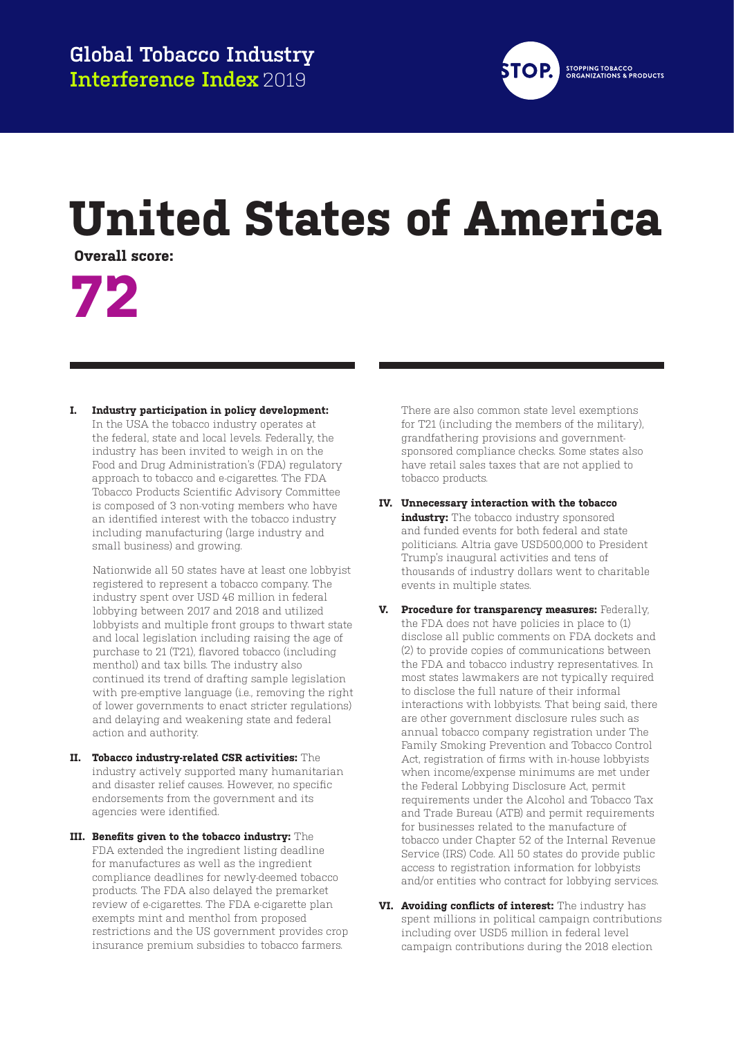Global Tobacco Industry **Interference Index** 2019

STOP. STOPPING TOBACCO ORGANIZATIONS & PRODUCTS

# United States of America

**Overall score:**

# 72

**I. Industry participation in policy development:** In the USA the tobacco industry operates at the federal, state and local levels. Federally, the industry has been invited to weigh in on the Food and Drug Administration's (FDA) regulatory approach to tobacco and e-cigarettes. The FDA Tobacco Products Scientific Advisory Committee is composed of 3 non-voting members who have an identified interest with the tobacco industry including manufacturing (large industry and small business) and growing.

Nationwide all 50 states have at least one lobbyist registered to represent a tobacco company. The industry spent over USD 46 million in federal lobbying between 2017 and 2018 and utilized lobbyists and multiple front groups to thwart state and local legislation including raising the age of purchase to 21 (T21), flavored tobacco (including menthol) and tax bills. The industry also continued its trend of drafting sample legislation with pre-emptive language (i.e., removing the right of lower governments to enact stricter regulations) and delaying and weakening state and federal action and authority.

**II. Tobacco industry-related CSR activities:** The industry actively supported many humanitarian and disaster relief causes. However, no specific endorsements from the government and its agencies were identified.

**III. Benefits given to the tobacco industry:** The FDA extended the ingredient listing deadline for manufactures as well as the ingredient compliance deadlines for newly-deemed tobacco products. The FDA also delayed the premarket review of e-cigarettes. The FDA e-cigarette plan exempts mint and menthol from proposed restrictions and the US government provides crop insurance premium subsidies to tobacco farmers.

There are also common state level exemptions for T21 (including the members of the military), grandfathering provisions and government-sponsored compliance checks. Some states also have retail sales taxes that are not applied to tobacco products.

**IV. Unnecessary interaction with the tobacco industry:** The tobacco industry sponsored and funded events for both federal and state politicians. Altria gave USD500,000 to President Trump's inaugural activities and tens of thousands of industry dollars went to charitable events in multiple states.

**V. Procedure for transparency measures:** Federally, the FDA does not have policies in place to (1) disclose all public comments on FDA dockets and (2) to provide copies of communications between the FDA and tobacco industry representatives. In most states lawmakers are not typically required to disclose the full nature of their informal interactions with lobbyists. That being said, there are other government disclosure rules such as annual tobacco company registration under The Family Smoking Prevention and Tobacco Control Act, registration of firms with in-house lobbyists when income/expense minimums are met under the Federal Lobbying Disclosure Act, permit requirements under the Alcohol and Tobacco Tax and Trade Bureau (ATB) and permit requirements for businesses related to the manufacture of tobacco under Chapter 52 of the Internal Revenue Service (IRS) Code. All 50 states do provide public access to registration information for lobbyists and/or entities who contract for lobbying services.

**VI. Avoiding conflicts of interest:** The industry has spent millions in political campaign contributions including over USD5 million in federal level campaign contributions during the 2018 election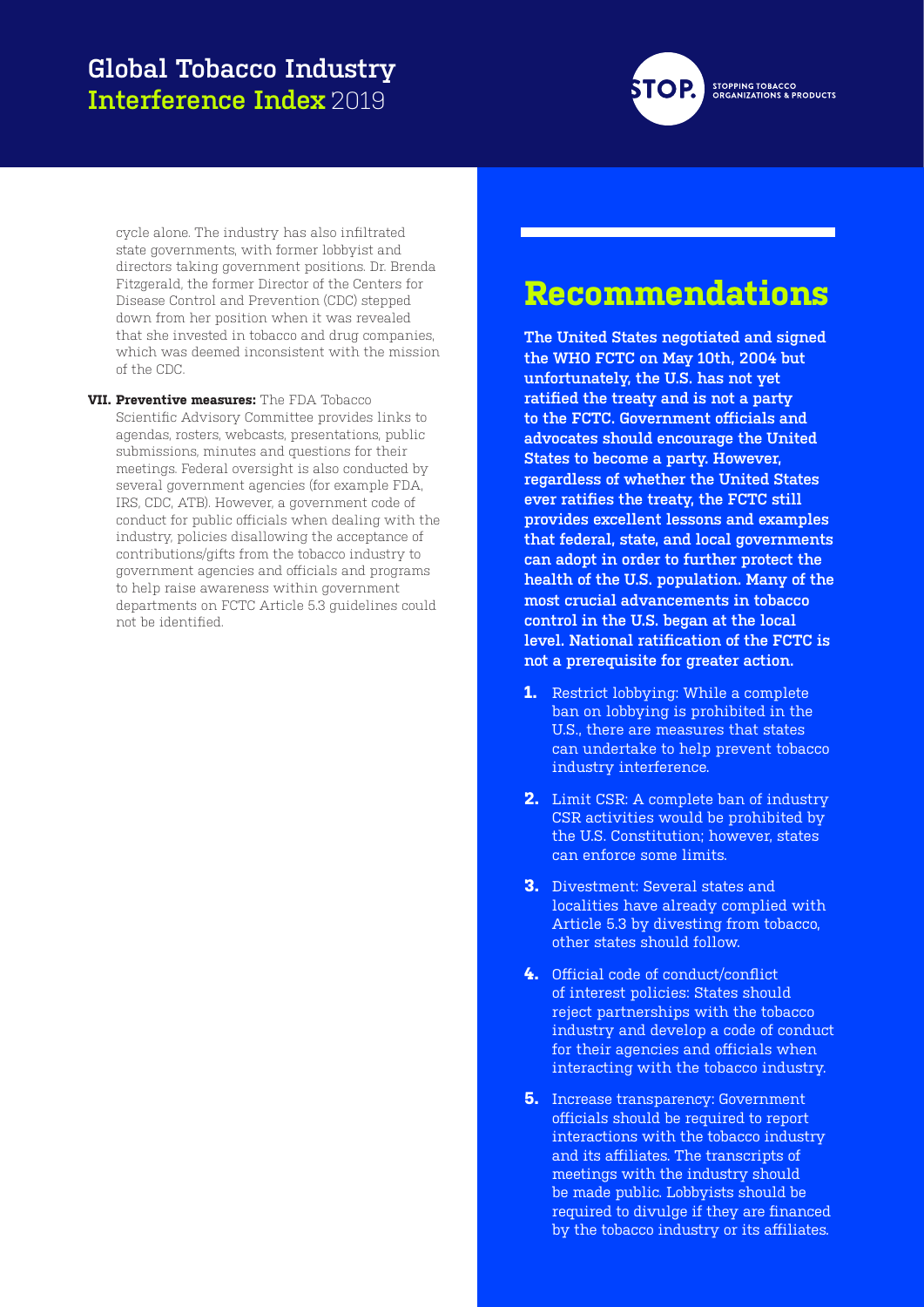cycle alone. The industry has also infiltrated state governments, with former lobbyist and directors taking government positions. Dr. Brenda Fitzgerald, the former Director of the Centers for Disease Control and Prevention (CDC) stepped down from her position when it was revealed that she invested in tobacco and drug companies, which was deemed inconsistent with the mission of the CDC.

**VII. Preventive measures:** The FDA Tobacco Scientific Advisory Committee provides links to agendas, rosters, webcasts, presentations, public submissions, minutes and questions for their meetings. Federal oversight is also conducted by several government agencies (for example FDA, IRS, CDC, ATB). However, a government code of conduct for public officials when dealing with the industry, policies disallowing the acceptance of contributions/gifts from the tobacco industry to government agencies and officials and programs to help raise awareness within government departments on FCTC Article 5.3 guidelines could not be identified.

# Recommendations

**The United States negotiated and signed the WHO FCTC on May 10th, 2004 but unfortunately, the U.S. has not yet ratified the treaty and is not a party to the FCTC. Government officials and advocates should encourage the United States to become a party. However, regardless of whether the United States ever ratifies the treaty, the FCTC still provides excellent lessons and examples that federal, state, and local governments can adopt in order to further protect the health of the U.S. population. Many of the most crucial advancements in tobacco control in the U.S. began at the local level. National ratification of the FCTC is not a prerequisite for greater action.**

1. Restrict lobbying: While a complete ban on lobbying is prohibited in the U.S., there are measures that states can undertake to help prevent tobacco industry interference.
2. Limit CSR: A complete ban of industry CSR activities would be prohibited by the U.S. Constitution; however, states can enforce some limits.
3. Divestment: Several states and localities have already complied with Article 5.3 by divesting from tobacco, other states should follow.
4. Official code of conduct/conflict of interest policies: States should reject partnerships with the tobacco industry and develop a code of conduct for their agencies and officials when interacting with the tobacco industry.
5. Increase transparency: Government officials should be required to report interactions with the tobacco industry and its affiliates. The transcripts of meetings with the industry should be made public. Lobbyists should be required to divulge if they are financed by the tobacco industry or its affiliates.